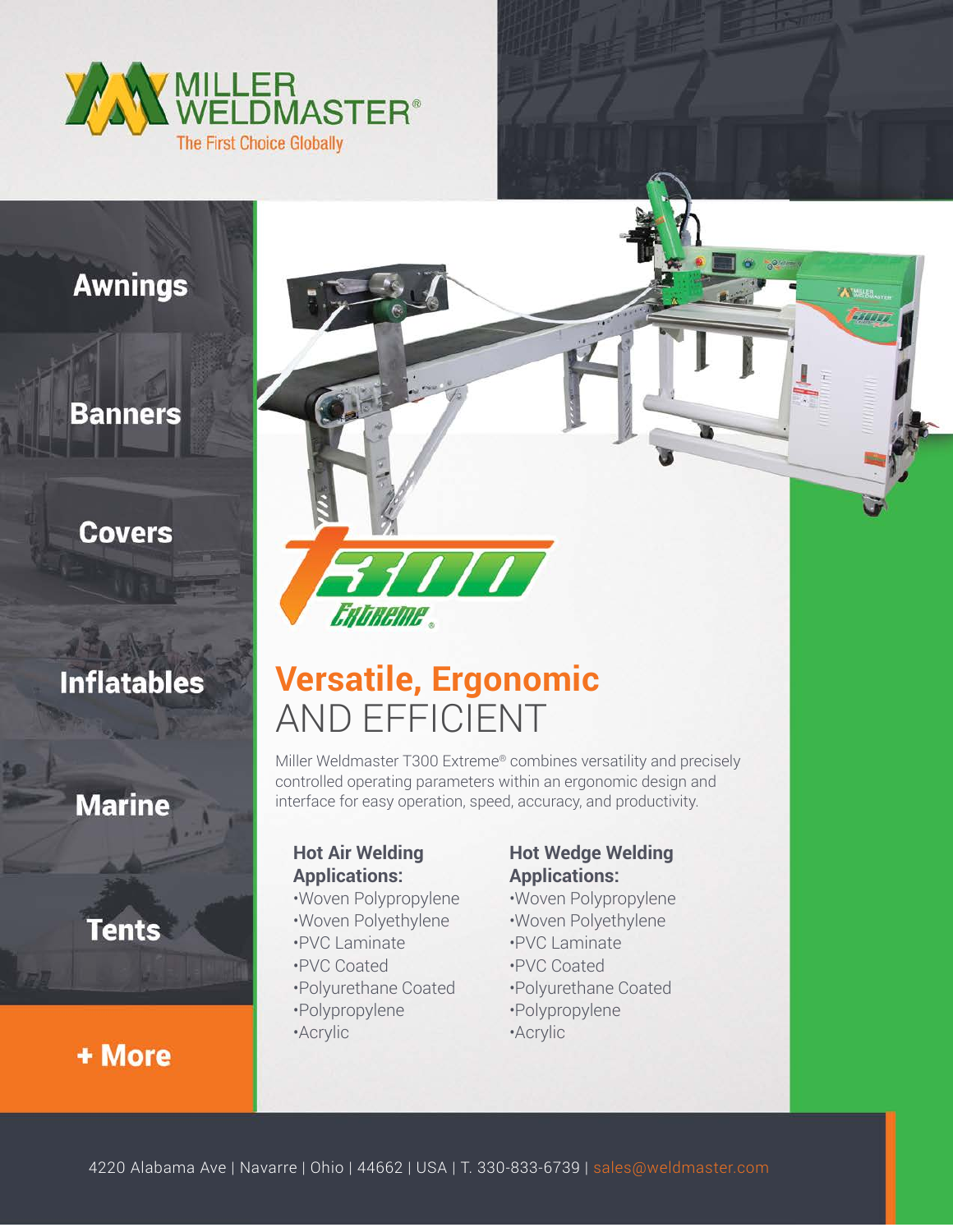MILLER WELDMASTER®

The First Choice Globally

Awnings

Banners

Covers

Inflatables

Marine

Tents

+ More

T300 Extreme®

# Versatile, Ergonomic AND EFFICIENT

Miller Weldmaster T300 Extreme® combines versatility and precisely controlled operating parameters within an ergonomic design and interface for easy operation, speed, accuracy, and productivity.

**Hot Air Welding Applications:**

- Woven Polypropylene
- Woven Polyethylene
- PVC Laminate
- PVC Coated
- Polyurethane Coated
- Polypropylene
- Acrylic

**Hot Wedge Welding Applications:**

- Woven Polypropylene
- Woven Polyethylene
- PVC Laminate
- PVC Coated
- Polyurethane Coated
- Polypropylene
- Acrylic

4220 Alabama Ave | Navarre | Ohio | 44662 | USA | T. 330-833-6739 | sales@weldmaster.com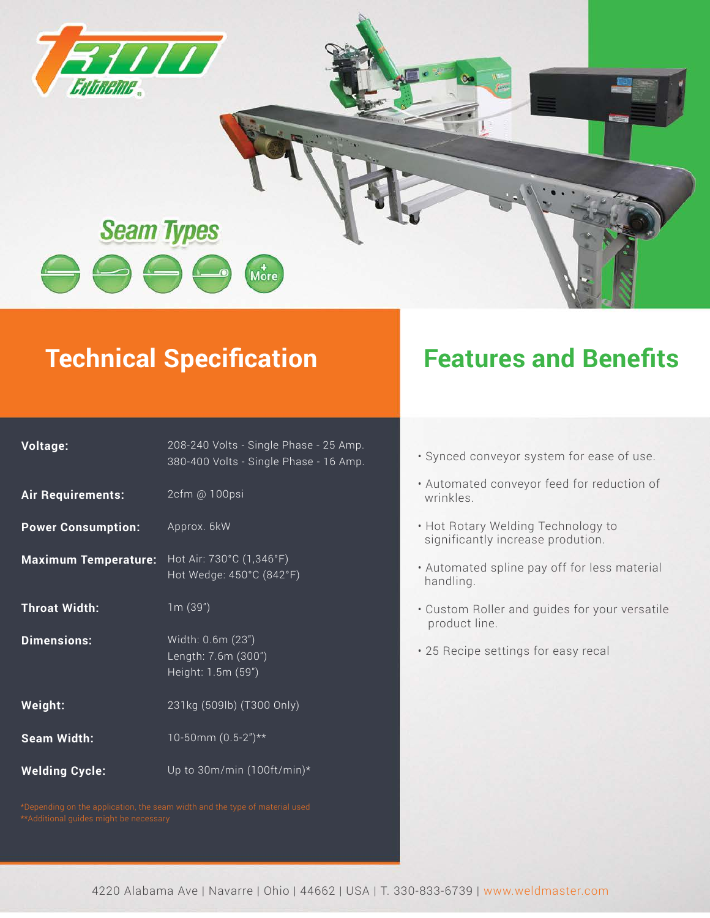T300 Extreme®

## Seam Types

More

## Technical Specification

| | |
|---|---|
| **Voltage:** | 208-240 Volts - Single Phase - 25 Amp.<br>380-400 Volts - Single Phase - 16 Amp. |
| **Air Requirements:** | 2cfm @ 100psi |
| **Power Consumption:** | Approx. 6kW |
| **Maximum Temperature:** | Hot Air: 730°C (1,346°F)<br>Hot Wedge: 450°C (842°F) |
| **Throat Width:** | 1m (39") |
| **Dimensions:** | Width: 0.6m (23")<br>Length: 7.6m (300")<br>Height: 1.5m (59") |
| **Weight:** | 231kg (509lb) (T300 Only) |
| **Seam Width:** | 10-50mm (0.5-2")** |
| **Welding Cycle:** | Up to 30m/min (100ft/min)* |

*Depending on the application, the seam width and the type of material used
**Additional guides might be necessary

## Features and Benefits

- Synced conveyor system for ease of use.
- Automated conveyor feed for reduction of wrinkles.
- Hot Rotary Welding Technology to significantly increase prodution.
- Automated spline pay off for less material handling.
- Custom Roller and guides for your versatile product line.
- 25 Recipe settings for easy recal

4220 Alabama Ave | Navarre | Ohio | 44662 | USA | T. 330-833-6739 | www.weldmaster.com